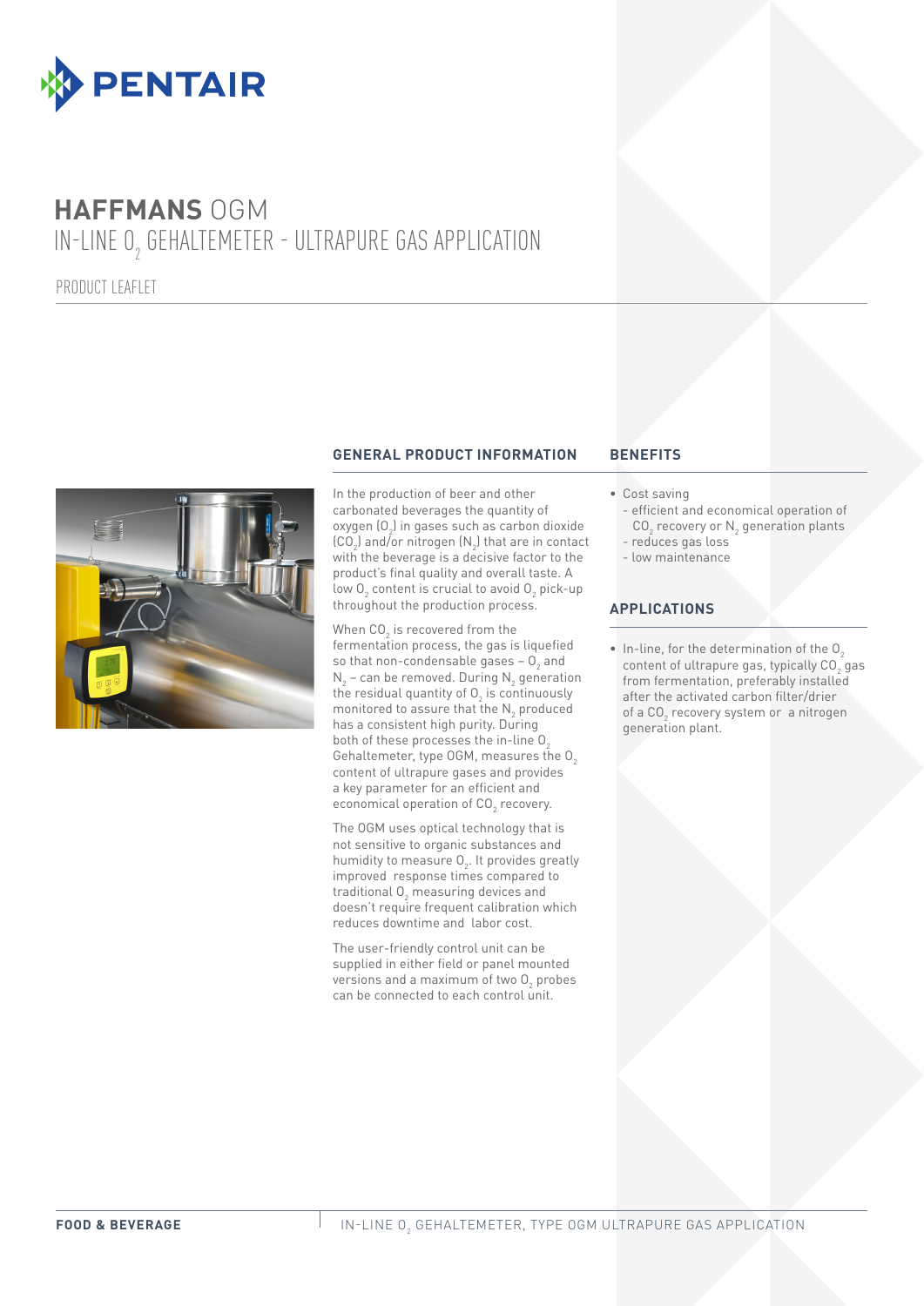# **HAFFMANS** OGM

## IN-LINE $O_2$ GEHALTEMETER - ULTRAPURE GAS APPLICATION

PRODUCT LEAFLET

### GENERAL PRODUCT INFORMATION

In the production of beer and other carbonated beverages the quantity of oxygen ($O_2$) in gases such as carbon dioxide ($CO_2$) and/or nitrogen ($N_2$) that are in contact with the beverage is a decisive factor to the product's final quality and overall taste. A low $O_2$ content is crucial to avoid $O_2$ pick-up throughout the production process.

When $CO_2$ is recovered from the fermentation process, the gas is liquefied so that non-condensable gases – $O_2$ and $N_2$ – can be removed. During $N_2$ generation the residual quantity of $O_2$ is continuously monitored to assure that the $N_2$ produced has a consistent high purity. During both of these processes the in-line $O_2$ Gehaltemeter, type OGM, measures the $O_2$ content of ultrapure gases and provides a key parameter for an efficient and economical operation of $CO_2$ recovery.

The OGM uses optical technology that is not sensitive to organic substances and humidity to measure $O_2$. It provides greatly improved response times compared to traditional $O_2$ measuring devices and doesn't require frequent calibration which reduces downtime and labor cost.

The user-friendly control unit can be supplied in either field or panel mounted versions and a maximum of two $O_2$ probes can be connected to each control unit.

### BENEFITS

- Cost saving
  - efficient and economical operation of $CO_2$ recovery or $N_2$ generation plants
  - reduces gas loss
  - low maintenance

### APPLICATIONS

- In-line, for the determination of the $O_2$ content of ultrapure gas, typically $CO_2$ gas from fermentation, preferably installed after the activated carbon filter/drier of a $CO_2$ recovery system or a nitrogen generation plant.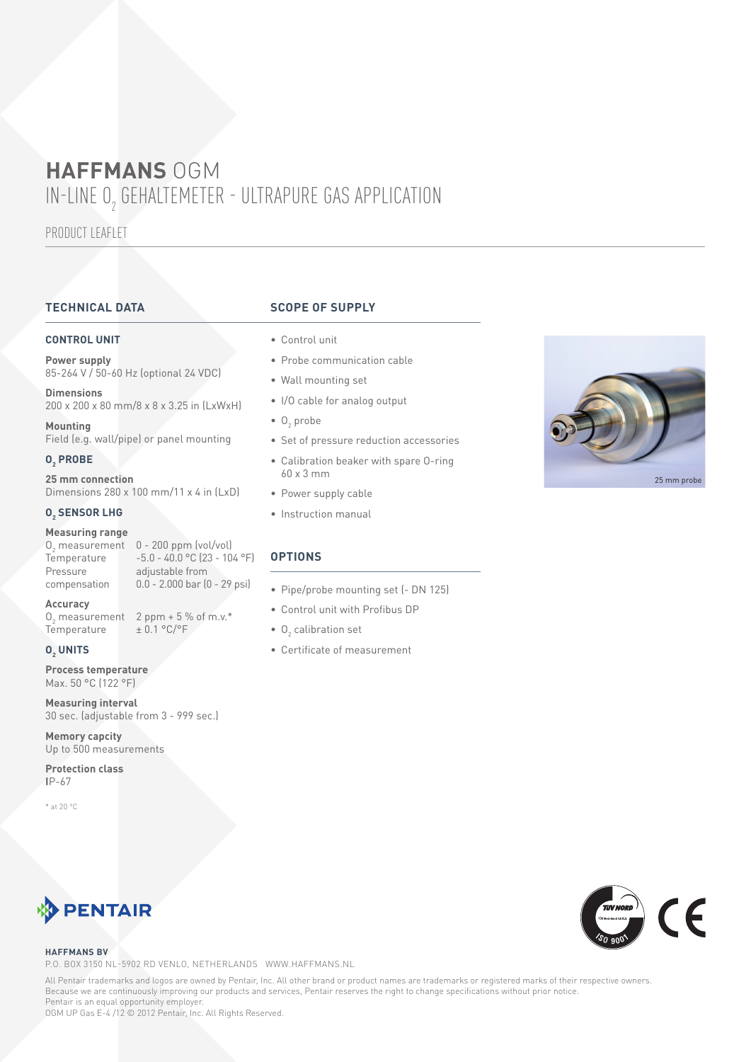# HAFFMANS OGM

## IN-LINE $O_2$ GEHALTEMETER - ULTRAPURE GAS APPLICATION

PRODUCT LEAFLET

### TECHNICAL DATA

#### CONTROL UNIT

**Power supply**
85-264 V / 50-60 Hz (optional 24 VDC)

**Dimensions**
200 x 200 x 80 mm/8 x 8 x 3.25 in (LxWxH)

**Mounting**
Field (e.g. wall/pipe) or panel mounting

#### $O_2$ PROBE

**25 mm connection**
Dimensions 280 x 100 mm/11 x 4 in (LxD)

#### $O_2$ SENSOR LHG

**Measuring range**

| | |
|---|---|
| $O_2$ measurement | 0 - 200 ppm (vol/vol) |
| Temperature | -5.0 - 40.0 °C (23 - 104 °F) |
| Pressure | adjustable from |
| compensation | 0.0 - 2.000 bar (0 - 29 psi) |

**Accuracy**

| | |
|---|---|
| $O_2$ measurement | 2 ppm + 5 % of m.v.* |
| Temperature | ± 0.1 °C/°F |

#### $O_2$ UNITS

**Process temperature**
Max. 50 °C (122 °F)

**Measuring interval**
30 sec. (adjustable from 3 - 999 sec.)

**Memory capcity**
Up to 500 measurements

**Protection class**
IP-67

* at 20 °C

### SCOPE OF SUPPLY

- Control unit
- Probe communication cable
- Wall mounting set
- I/O cable for analog output
- $O_2$ probe
- Set of pressure reduction accessories
- Calibration beaker with spare O-ring 60 x 3 mm
- Power supply cable
- Instruction manual

### OPTIONS

- Pipe/probe mounting set (- DN 125)
- Control unit with Profibus DP
- $O_2$ calibration set
- Certificate of measurement

25 mm probe

**HAFFMANS BV**
P.O. BOX 3150 NL-5902 RD VENLO, NETHERLANDS WWW.HAFFMANS.NL

All Pentair trademarks and logos are owned by Pentair, Inc. All other brand or product names are trademarks or registered marks of their respective owners. Because we are continuously improving our products and services, Pentair reserves the right to change specifications without prior notice.
Pentair is an equal opportunity employer.
OGM UP Gas E-4 /12 © 2012 Pentair, Inc. All Rights Reserved.